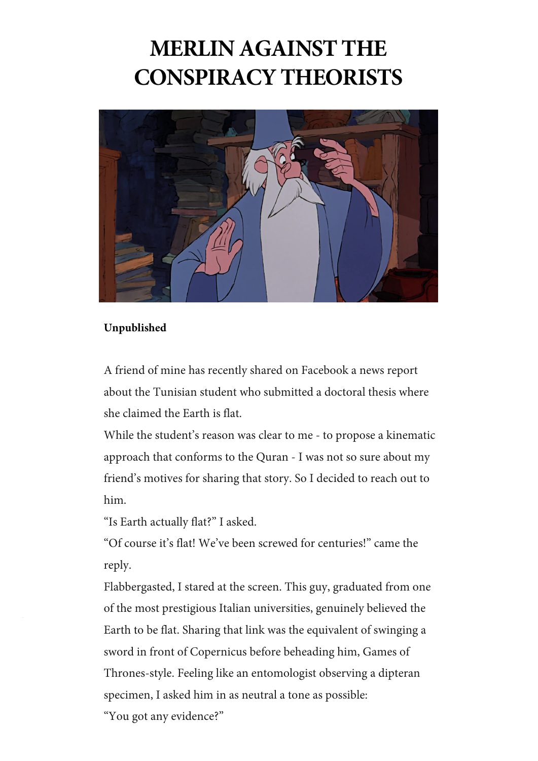# MERLIN AGAINST THE CONSPIRACY THEORISTS

**Unpublished**

A friend of mine has recently shared on Facebook a news report about the Tunisian student who submitted a doctoral thesis where she claimed the Earth is flat.

While the student's reason was clear to me - to propose a kinematic approach that conforms to the Quran - I was not so sure about my friend's motives for sharing that story. So I decided to reach out to him.

"Is Earth actually flat?" I asked.

"Of course it's flat! We've been screwed for centuries!" came the reply.

Flabbergasted, I stared at the screen. This guy, graduated from one of the most prestigious Italian universities, genuinely believed the Earth to be flat. Sharing that link was the equivalent of swinging a sword in front of Copernicus before beheading him, Games of Thrones-style. Feeling like an entomologist observing a dipteran specimen, I asked him in as neutral a tone as possible:

"You got any evidence?"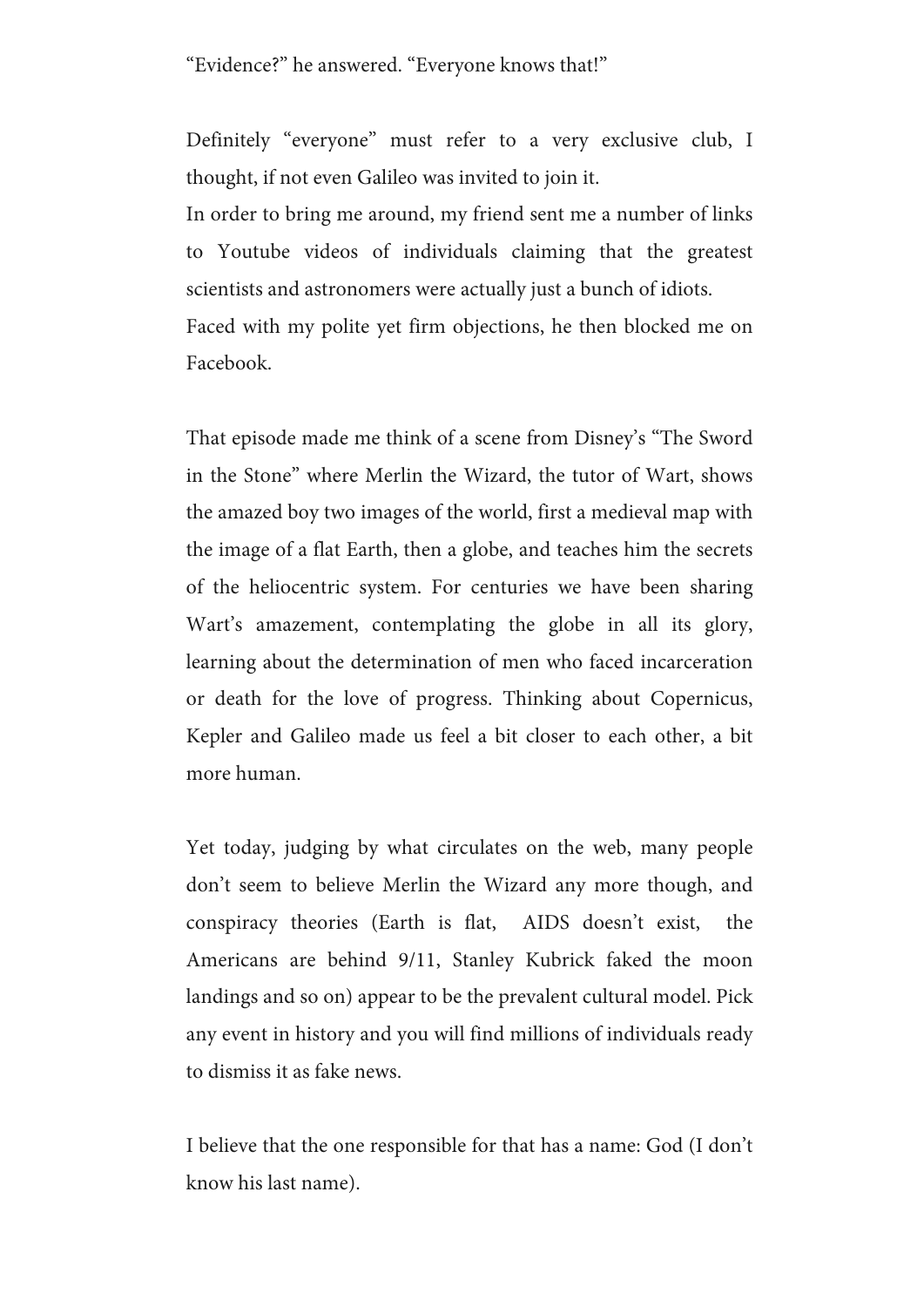“Evidence?” he answered. “Everyone knows that!”

Definitely “everyone” must refer to a very exclusive club, I thought, if not even Galileo was invited to join it.
In order to bring me around, my friend sent me a number of links to Youtube videos of individuals claiming that the greatest scientists and astronomers were actually just a bunch of idiots.
Faced with my polite yet firm objections, he then blocked me on Facebook.

That episode made me think of a scene from Disney’s “The Sword in the Stone” where Merlin the Wizard, the tutor of Wart, shows the amazed boy two images of the world, first a medieval map with the image of a flat Earth, then a globe, and teaches him the secrets of the heliocentric system. For centuries we have been sharing Wart’s amazement, contemplating the globe in all its glory, learning about the determination of men who faced incarceration or death for the love of progress. Thinking about Copernicus, Kepler and Galileo made us feel a bit closer to each other, a bit more human.

Yet today, judging by what circulates on the web, many people don’t seem to believe Merlin the Wizard any more though, and conspiracy theories (Earth is flat, AIDS doesn’t exist, the Americans are behind 9/11, Stanley Kubrick faked the moon landings and so on) appear to be the prevalent cultural model. Pick any event in history and you will find millions of individuals ready to dismiss it as fake news.

I believe that the one responsible for that has a name: God (I don’t know his last name).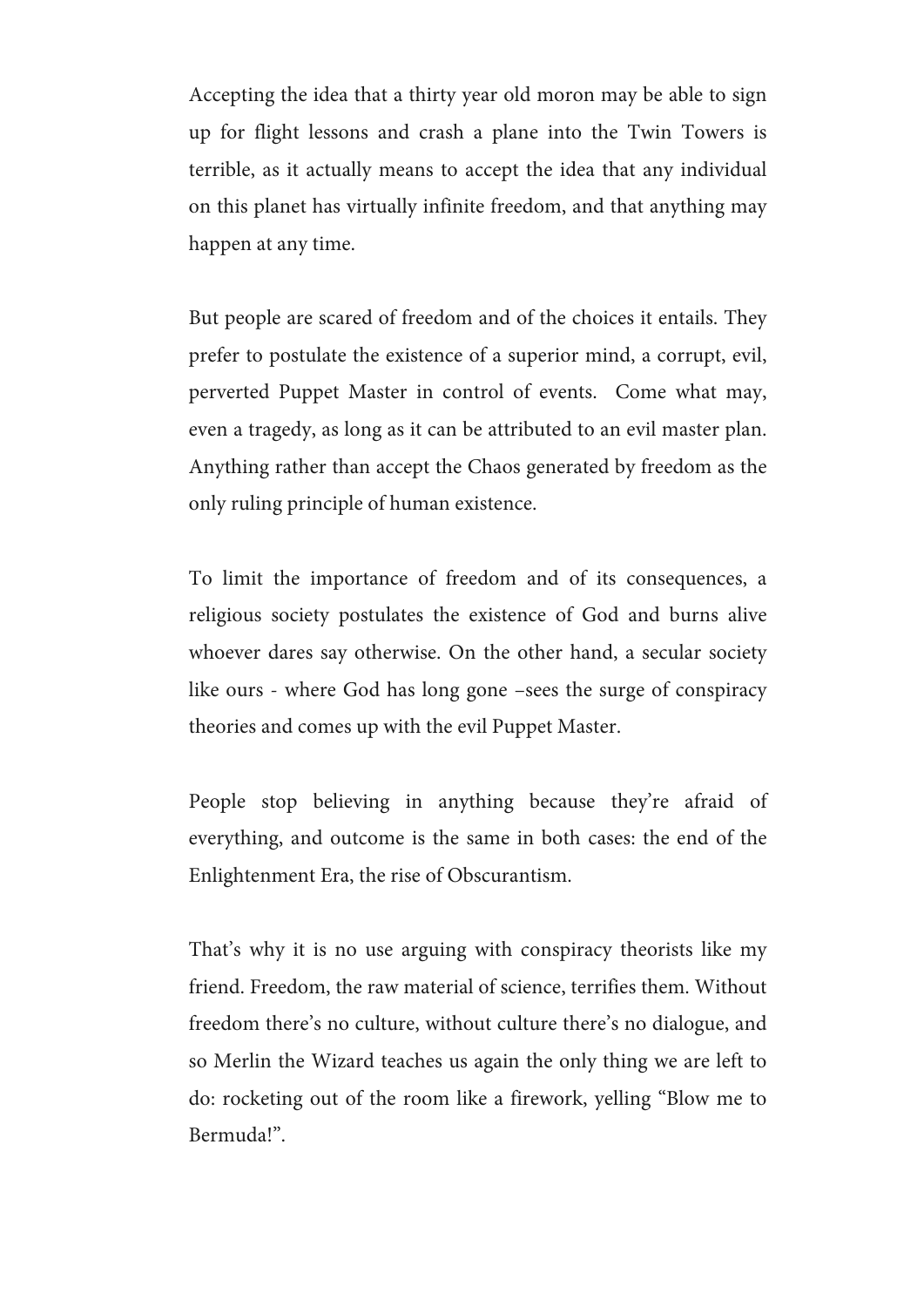Accepting the idea that a thirty year old moron may be able to sign up for flight lessons and crash a plane into the Twin Towers is terrible, as it actually means to accept the idea that any individual on this planet has virtually infinite freedom, and that anything may happen at any time.

But people are scared of freedom and of the choices it entails. They prefer to postulate the existence of a superior mind, a corrupt, evil, perverted Puppet Master in control of events. Come what may, even a tragedy, as long as it can be attributed to an evil master plan. Anything rather than accept the Chaos generated by freedom as the only ruling principle of human existence.

To limit the importance of freedom and of its consequences, a religious society postulates the existence of God and burns alive whoever dares say otherwise. On the other hand, a secular society like ours - where God has long gone –sees the surge of conspiracy theories and comes up with the evil Puppet Master.

People stop believing in anything because they're afraid of everything, and outcome is the same in both cases: the end of the Enlightenment Era, the rise of Obscurantism.

That's why it is no use arguing with conspiracy theorists like my friend. Freedom, the raw material of science, terrifies them. Without freedom there's no culture, without culture there's no dialogue, and so Merlin the Wizard teaches us again the only thing we are left to do: rocketing out of the room like a firework, yelling "Blow me to Bermuda!".